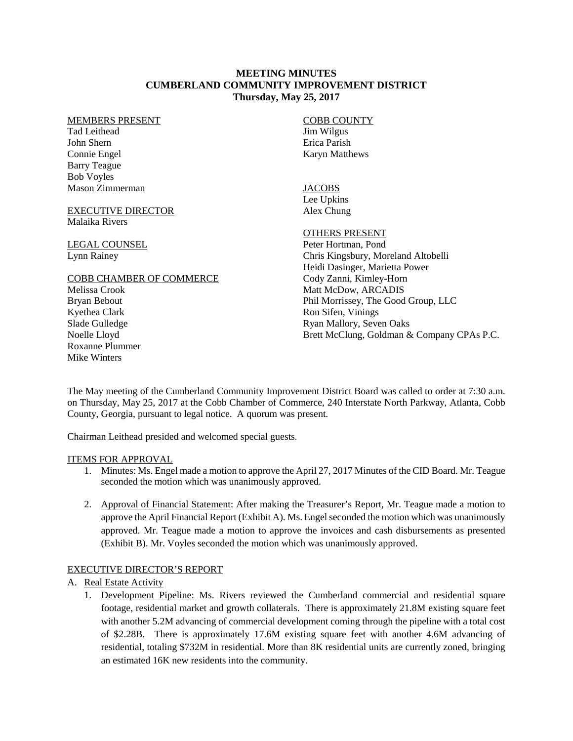# MEETING MINUTES
## CUMBERLAND COMMUNITY IMPROVEMENT DISTRICT
### Thursday, May 25, 2017

MEMBERS PRESENT
Tad Leithead
John Shern
Connie Engel
Barry Teague
Bob Voyles
Mason Zimmerman

EXECUTIVE DIRECTOR
Malaika Rivers

LEGAL COUNSEL
Lynn Rainey

COBB CHAMBER OF COMMERCE
Melissa Crook
Bryan Bebout
Kyethea Clark
Slade Gulledge
Noelle Lloyd
Roxanne Plummer
Mike Winters

COBB COUNTY
Jim Wilgus
Erica Parish
Karyn Matthews

JACOBS
Lee Upkins
Alex Chung

OTHERS PRESENT
Peter Hortman, Pond
Chris Kingsbury, Moreland Altobelli
Heidi Dasinger, Marietta Power
Cody Zanni, Kimley-Horn
Matt McDow, ARCADIS
Phil Morrissey, The Good Group, LLC
Ron Sifen, Vinings
Ryan Mallory, Seven Oaks
Brett McClung, Goldman & Company CPAs P.C.

The May meeting of the Cumberland Community Improvement District Board was called to order at 7:30 a.m. on Thursday, May 25, 2017 at the Cobb Chamber of Commerce, 240 Interstate North Parkway, Atlanta, Cobb County, Georgia, pursuant to legal notice. A quorum was present.

Chairman Leithead presided and welcomed special guests.

ITEMS FOR APPROVAL

1. Minutes: Ms. Engel made a motion to approve the April 27, 2017 Minutes of the CID Board. Mr. Teague seconded the motion which was unanimously approved.

2. Approval of Financial Statement: After making the Treasurer's Report, Mr. Teague made a motion to approve the April Financial Report (Exhibit A). Ms. Engel seconded the motion which was unanimously approved. Mr. Teague made a motion to approve the invoices and cash disbursements as presented (Exhibit B). Mr. Voyles seconded the motion which was unanimously approved.

EXECUTIVE DIRECTOR'S REPORT

A. Real Estate Activity

1. Development Pipeline: Ms. Rivers reviewed the Cumberland commercial and residential square footage, residential market and growth collaterals. There is approximately 21.8M existing square feet with another 5.2M advancing of commercial development coming through the pipeline with a total cost of $2.28B. There is approximately 17.6M existing square feet with another 4.6M advancing of residential, totaling $732M in residential. More than 8K residential units are currently zoned, bringing an estimated 16K new residents into the community.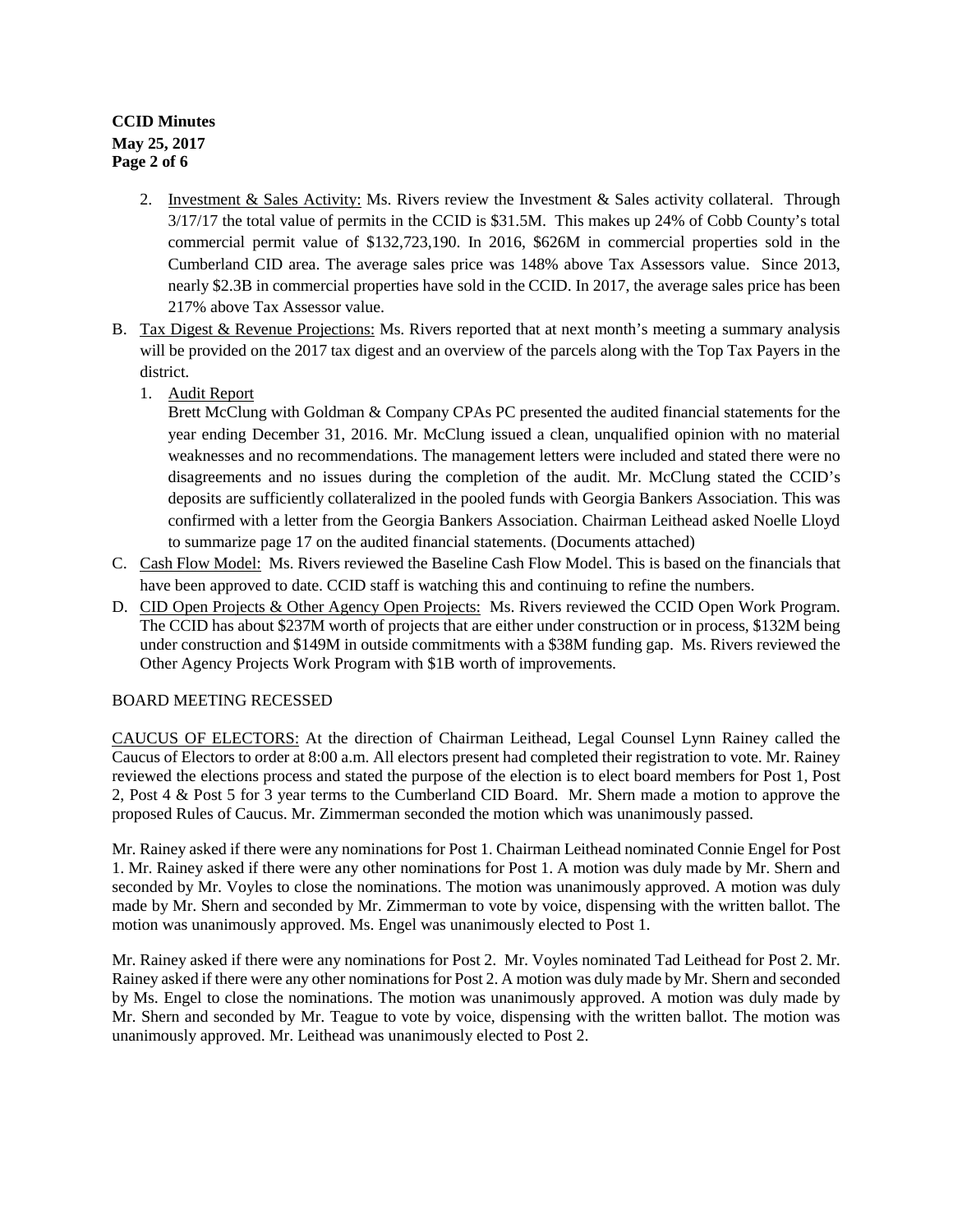2. Investment & Sales Activity: Ms. Rivers review the Investment & Sales activity collateral. Through 3/17/17 the total value of permits in the CCID is $31.5M. This makes up 24% of Cobb County's total commercial permit value of $132,723,190. In 2016, $626M in commercial properties sold in the Cumberland CID area. The average sales price was 148% above Tax Assessors value. Since 2013, nearly $2.3B in commercial properties have sold in the CCID. In 2017, the average sales price has been 217% above Tax Assessor value.

B. Tax Digest & Revenue Projections: Ms. Rivers reported that at next month's meeting a summary analysis will be provided on the 2017 tax digest and an overview of the parcels along with the Top Tax Payers in the district.

   1. Audit Report

      Brett McClung with Goldman & Company CPAs PC presented the audited financial statements for the year ending December 31, 2016. Mr. McClung issued a clean, unqualified opinion with no material weaknesses and no recommendations. The management letters were included and stated there were no disagreements and no issues during the completion of the audit. Mr. McClung stated the CCID's deposits are sufficiently collateralized in the pooled funds with Georgia Bankers Association. This was confirmed with a letter from the Georgia Bankers Association. Chairman Leithead asked Noelle Lloyd to summarize page 17 on the audited financial statements. (Documents attached)

C. Cash Flow Model: Ms. Rivers reviewed the Baseline Cash Flow Model. This is based on the financials that have been approved to date. CCID staff is watching this and continuing to refine the numbers.

D. CID Open Projects & Other Agency Open Projects: Ms. Rivers reviewed the CCID Open Work Program. The CCID has about $237M worth of projects that are either under construction or in process, $132M being under construction and $149M in outside commitments with a $38M funding gap. Ms. Rivers reviewed the Other Agency Projects Work Program with $1B worth of improvements.

BOARD MEETING RECESSED

CAUCUS OF ELECTORS: At the direction of Chairman Leithead, Legal Counsel Lynn Rainey called the Caucus of Electors to order at 8:00 a.m. All electors present had completed their registration to vote. Mr. Rainey reviewed the elections process and stated the purpose of the election is to elect board members for Post 1, Post 2, Post 4 & Post 5 for 3 year terms to the Cumberland CID Board. Mr. Shern made a motion to approve the proposed Rules of Caucus. Mr. Zimmerman seconded the motion which was unanimously passed.

Mr. Rainey asked if there were any nominations for Post 1. Chairman Leithead nominated Connie Engel for Post 1. Mr. Rainey asked if there were any other nominations for Post 1. A motion was duly made by Mr. Shern and seconded by Mr. Voyles to close the nominations. The motion was unanimously approved. A motion was duly made by Mr. Shern and seconded by Mr. Zimmerman to vote by voice, dispensing with the written ballot. The motion was unanimously approved. Ms. Engel was unanimously elected to Post 1.

Mr. Rainey asked if there were any nominations for Post 2. Mr. Voyles nominated Tad Leithead for Post 2. Mr. Rainey asked if there were any other nominations for Post 2. A motion was duly made by Mr. Shern and seconded by Ms. Engel to close the nominations. The motion was unanimously approved. A motion was duly made by Mr. Shern and seconded by Mr. Teague to vote by voice, dispensing with the written ballot. The motion was unanimously approved. Mr. Leithead was unanimously elected to Post 2.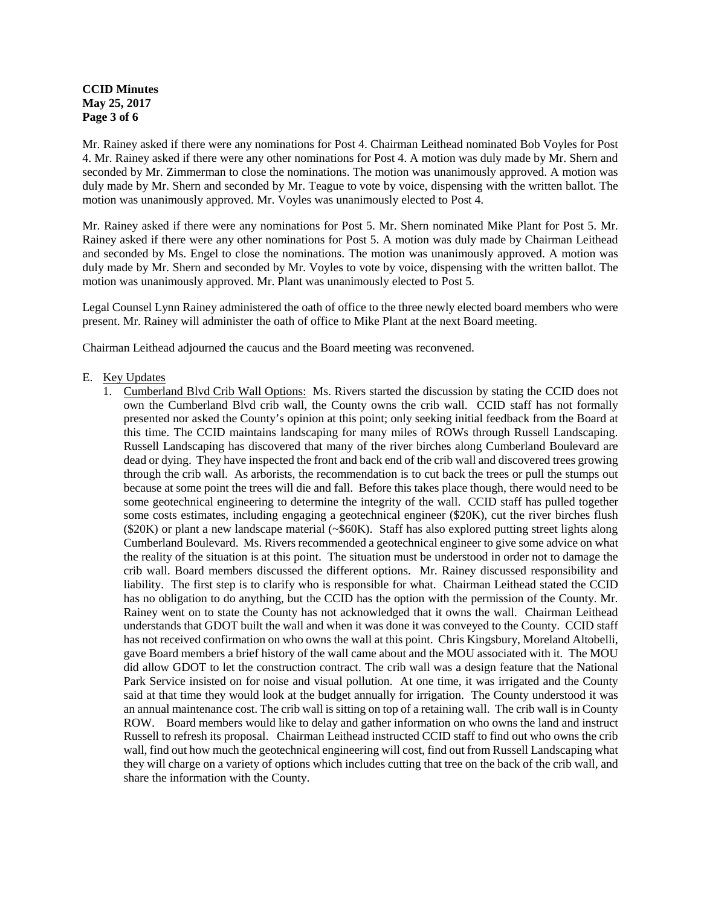Mr. Rainey asked if there were any nominations for Post 4. Chairman Leithead nominated Bob Voyles for Post 4. Mr. Rainey asked if there were any other nominations for Post 4. A motion was duly made by Mr. Shern and seconded by Mr. Zimmerman to close the nominations. The motion was unanimously approved. A motion was duly made by Mr. Shern and seconded by Mr. Teague to vote by voice, dispensing with the written ballot. The motion was unanimously approved. Mr. Voyles was unanimously elected to Post 4.

Mr. Rainey asked if there were any nominations for Post 5. Mr. Shern nominated Mike Plant for Post 5. Mr. Rainey asked if there were any other nominations for Post 5. A motion was duly made by Chairman Leithead and seconded by Ms. Engel to close the nominations. The motion was unanimously approved. A motion was duly made by Mr. Shern and seconded by Mr. Voyles to vote by voice, dispensing with the written ballot. The motion was unanimously approved. Mr. Plant was unanimously elected to Post 5.

Legal Counsel Lynn Rainey administered the oath of office to the three newly elected board members who were present. Mr. Rainey will administer the oath of office to Mike Plant at the next Board meeting.

Chairman Leithead adjourned the caucus and the Board meeting was reconvened.

E. Key Updates

1. Cumberland Blvd Crib Wall Options: Ms. Rivers started the discussion by stating the CCID does not own the Cumberland Blvd crib wall, the County owns the crib wall. CCID staff has not formally presented nor asked the County's opinion at this point; only seeking initial feedback from the Board at this time. The CCID maintains landscaping for many miles of ROWs through Russell Landscaping. Russell Landscaping has discovered that many of the river birches along Cumberland Boulevard are dead or dying. They have inspected the front and back end of the crib wall and discovered trees growing through the crib wall. As arborists, the recommendation is to cut back the trees or pull the stumps out because at some point the trees will die and fall. Before this takes place though, there would need to be some geotechnical engineering to determine the integrity of the wall. CCID staff has pulled together some costs estimates, including engaging a geotechnical engineer ($20K), cut the river birches flush ($20K) or plant a new landscape material (~$60K). Staff has also explored putting street lights along Cumberland Boulevard. Ms. Rivers recommended a geotechnical engineer to give some advice on what the reality of the situation is at this point. The situation must be understood in order not to damage the crib wall. Board members discussed the different options. Mr. Rainey discussed responsibility and liability. The first step is to clarify who is responsible for what. Chairman Leithead stated the CCID has no obligation to do anything, but the CCID has the option with the permission of the County. Mr. Rainey went on to state the County has not acknowledged that it owns the wall. Chairman Leithead understands that GDOT built the wall and when it was done it was conveyed to the County. CCID staff has not received confirmation on who owns the wall at this point. Chris Kingsbury, Moreland Altobelli, gave Board members a brief history of the wall came about and the MOU associated with it. The MOU did allow GDOT to let the construction contract. The crib wall was a design feature that the National Park Service insisted on for noise and visual pollution. At one time, it was irrigated and the County said at that time they would look at the budget annually for irrigation. The County understood it was an annual maintenance cost. The crib wall is sitting on top of a retaining wall. The crib wall is in County ROW. Board members would like to delay and gather information on who owns the land and instruct Russell to refresh its proposal. Chairman Leithead instructed CCID staff to find out who owns the crib wall, find out how much the geotechnical engineering will cost, find out from Russell Landscaping what they will charge on a variety of options which includes cutting that tree on the back of the crib wall, and share the information with the County.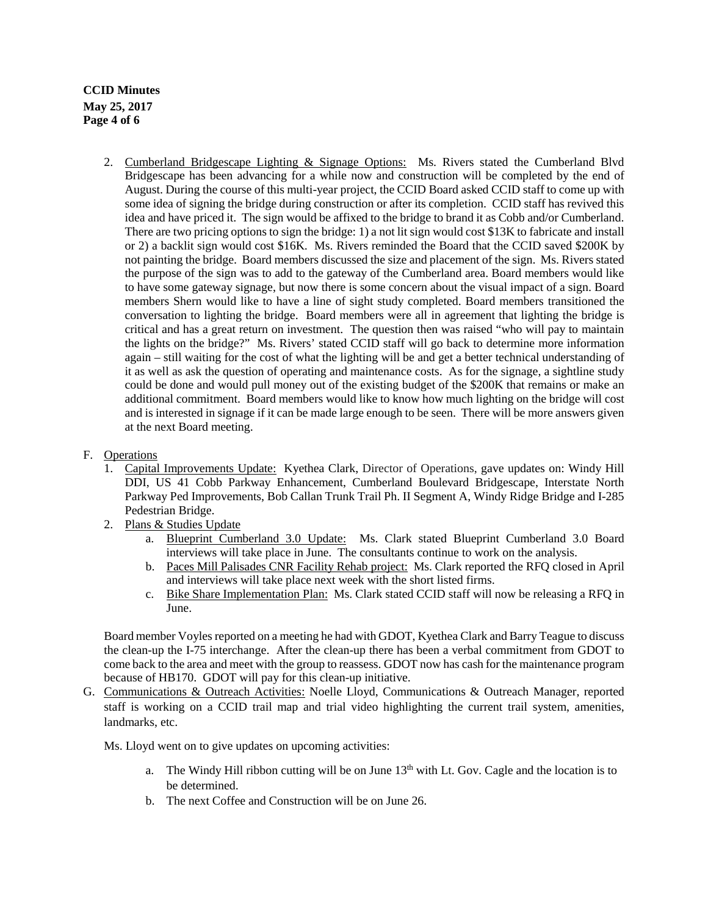2. Cumberland Bridgescape Lighting & Signage Options: Ms. Rivers stated the Cumberland Blvd Bridgescape has been advancing for a while now and construction will be completed by the end of August. During the course of this multi-year project, the CCID Board asked CCID staff to come up with some idea of signing the bridge during construction or after its completion. CCID staff has revived this idea and have priced it. The sign would be affixed to the bridge to brand it as Cobb and/or Cumberland. There are two pricing options to sign the bridge: 1) a not lit sign would cost $13K to fabricate and install or 2) a backlit sign would cost $16K. Ms. Rivers reminded the Board that the CCID saved $200K by not painting the bridge. Board members discussed the size and placement of the sign. Ms. Rivers stated the purpose of the sign was to add to the gateway of the Cumberland area. Board members would like to have some gateway signage, but now there is some concern about the visual impact of a sign. Board members Shern would like to have a line of sight study completed. Board members transitioned the conversation to lighting the bridge. Board members were all in agreement that lighting the bridge is critical and has a great return on investment. The question then was raised "who will pay to maintain the lights on the bridge?" Ms. Rivers' stated CCID staff will go back to determine more information again – still waiting for the cost of what the lighting will be and get a better technical understanding of it as well as ask the question of operating and maintenance costs. As for the signage, a sightline study could be done and would pull money out of the existing budget of the $200K that remains or make an additional commitment. Board members would like to know how much lighting on the bridge will cost and is interested in signage if it can be made large enough to be seen. There will be more answers given at the next Board meeting.

F. Operations
   1. Capital Improvements Update: Kyethea Clark, Director of Operations, gave updates on: Windy Hill DDI, US 41 Cobb Parkway Enhancement, Cumberland Boulevard Bridgescape, Interstate North Parkway Ped Improvements, Bob Callan Trunk Trail Ph. II Segment A, Windy Ridge Bridge and I-285 Pedestrian Bridge.
   2. Plans & Studies Update
      a. Blueprint Cumberland 3.0 Update: Ms. Clark stated Blueprint Cumberland 3.0 Board interviews will take place in June. The consultants continue to work on the analysis.
      b. Paces Mill Palisades CNR Facility Rehab project: Ms. Clark reported the RFQ closed in April and interviews will take place next week with the short listed firms.
      c. Bike Share Implementation Plan: Ms. Clark stated CCID staff will now be releasing a RFQ in June.

   Board member Voyles reported on a meeting he had with GDOT, Kyethea Clark and Barry Teague to discuss the clean-up the I-75 interchange. After the clean-up there has been a verbal commitment from GDOT to come back to the area and meet with the group to reassess. GDOT now has cash for the maintenance program because of HB170. GDOT will pay for this clean-up initiative.

G. Communications & Outreach Activities: Noelle Lloyd, Communications & Outreach Manager, reported staff is working on a CCID trail map and trial video highlighting the current trail system, amenities, landmarks, etc.

   Ms. Lloyd went on to give updates on upcoming activities:

      a. The Windy Hill ribbon cutting will be on June 13th with Lt. Gov. Cagle and the location is to be determined.
      b. The next Coffee and Construction will be on June 26.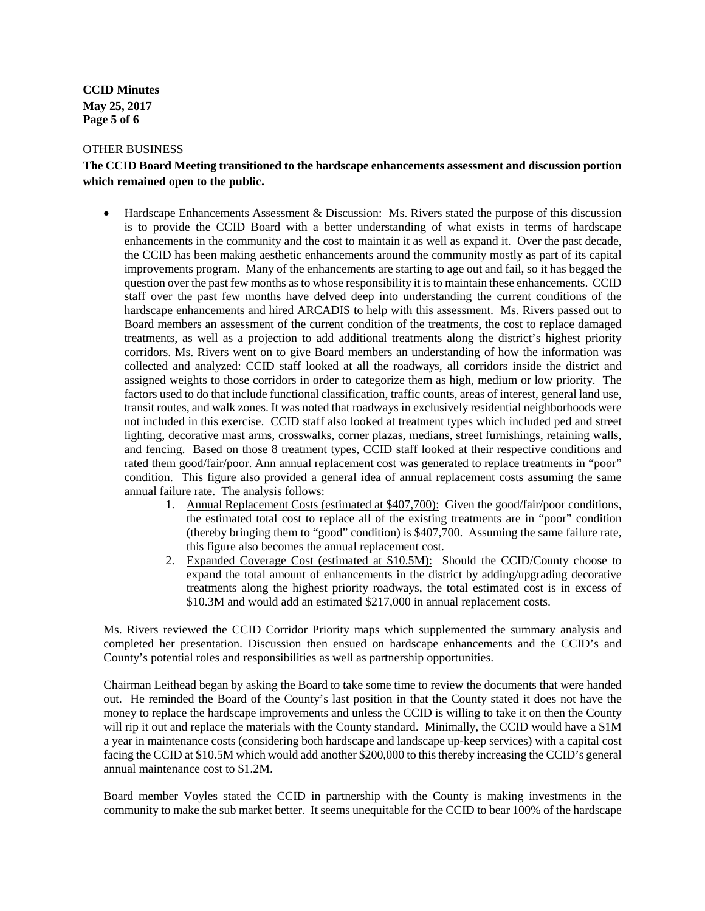OTHER BUSINESS

**The CCID Board Meeting transitioned to the hardscape enhancements assessment and discussion portion which remained open to the public.**

- Hardscape Enhancements Assessment & Discussion: Ms. Rivers stated the purpose of this discussion is to provide the CCID Board with a better understanding of what exists in terms of hardscape enhancements in the community and the cost to maintain it as well as expand it. Over the past decade, the CCID has been making aesthetic enhancements around the community mostly as part of its capital improvements program. Many of the enhancements are starting to age out and fail, so it has begged the question over the past few months as to whose responsibility it is to maintain these enhancements. CCID staff over the past few months have delved deep into understanding the current conditions of the hardscape enhancements and hired ARCADIS to help with this assessment. Ms. Rivers passed out to Board members an assessment of the current condition of the treatments, the cost to replace damaged treatments, as well as a projection to add additional treatments along the district's highest priority corridors. Ms. Rivers went on to give Board members an understanding of how the information was collected and analyzed: CCID staff looked at all the roadways, all corridors inside the district and assigned weights to those corridors in order to categorize them as high, medium or low priority. The factors used to do that include functional classification, traffic counts, areas of interest, general land use, transit routes, and walk zones. It was noted that roadways in exclusively residential neighborhoods were not included in this exercise. CCID staff also looked at treatment types which included ped and street lighting, decorative mast arms, crosswalks, corner plazas, medians, street furnishings, retaining walls, and fencing. Based on those 8 treatment types, CCID staff looked at their respective conditions and rated them good/fair/poor. Ann annual replacement cost was generated to replace treatments in "poor" condition. This figure also provided a general idea of annual replacement costs assuming the same annual failure rate. The analysis follows:
    1. Annual Replacement Costs (estimated at $407,700): Given the good/fair/poor conditions, the estimated total cost to replace all of the existing treatments are in "poor" condition (thereby bringing them to "good" condition) is $407,700. Assuming the same failure rate, this figure also becomes the annual replacement cost.
    2. Expanded Coverage Cost (estimated at $10.5M): Should the CCID/County choose to expand the total amount of enhancements in the district by adding/upgrading decorative treatments along the highest priority roadways, the total estimated cost is in excess of $10.3M and would add an estimated $217,000 in annual replacement costs.

Ms. Rivers reviewed the CCID Corridor Priority maps which supplemented the summary analysis and completed her presentation. Discussion then ensued on hardscape enhancements and the CCID's and County's potential roles and responsibilities as well as partnership opportunities.

Chairman Leithead began by asking the Board to take some time to review the documents that were handed out. He reminded the Board of the County's last position in that the County stated it does not have the money to replace the hardscape improvements and unless the CCID is willing to take it on then the County will rip it out and replace the materials with the County standard. Minimally, the CCID would have a $1M a year in maintenance costs (considering both hardscape and landscape up-keep services) with a capital cost facing the CCID at $10.5M which would add another $200,000 to this thereby increasing the CCID's general annual maintenance cost to $1.2M.

Board member Voyles stated the CCID in partnership with the County is making investments in the community to make the sub market better. It seems unequitable for the CCID to bear 100% of the hardscape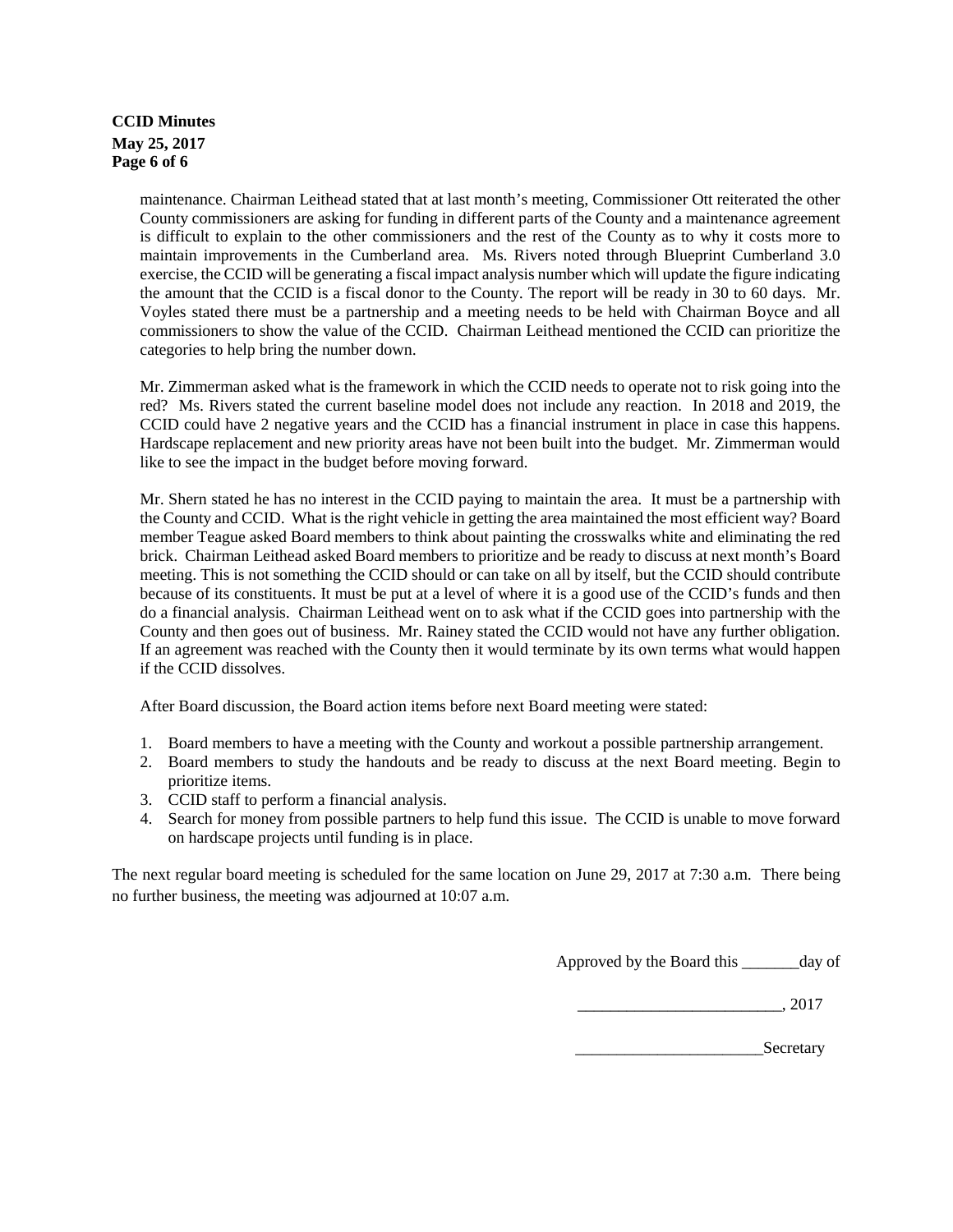maintenance. Chairman Leithead stated that at last month's meeting, Commissioner Ott reiterated the other County commissioners are asking for funding in different parts of the County and a maintenance agreement is difficult to explain to the other commissioners and the rest of the County as to why it costs more to maintain improvements in the Cumberland area. Ms. Rivers noted through Blueprint Cumberland 3.0 exercise, the CCID will be generating a fiscal impact analysis number which will update the figure indicating the amount that the CCID is a fiscal donor to the County. The report will be ready in 30 to 60 days. Mr. Voyles stated there must be a partnership and a meeting needs to be held with Chairman Boyce and all commissioners to show the value of the CCID. Chairman Leithead mentioned the CCID can prioritize the categories to help bring the number down.

Mr. Zimmerman asked what is the framework in which the CCID needs to operate not to risk going into the red? Ms. Rivers stated the current baseline model does not include any reaction. In 2018 and 2019, the CCID could have 2 negative years and the CCID has a financial instrument in place in case this happens. Hardscape replacement and new priority areas have not been built into the budget. Mr. Zimmerman would like to see the impact in the budget before moving forward.

Mr. Shern stated he has no interest in the CCID paying to maintain the area. It must be a partnership with the County and CCID. What is the right vehicle in getting the area maintained the most efficient way? Board member Teague asked Board members to think about painting the crosswalks white and eliminating the red brick. Chairman Leithead asked Board members to prioritize and be ready to discuss at next month's Board meeting. This is not something the CCID should or can take on all by itself, but the CCID should contribute because of its constituents. It must be put at a level of where it is a good use of the CCID's funds and then do a financial analysis. Chairman Leithead went on to ask what if the CCID goes into partnership with the County and then goes out of business. Mr. Rainey stated the CCID would not have any further obligation. If an agreement was reached with the County then it would terminate by its own terms what would happen if the CCID dissolves.

After Board discussion, the Board action items before next Board meeting were stated:

1. Board members to have a meeting with the County and workout a possible partnership arrangement.
2. Board members to study the handouts and be ready to discuss at the next Board meeting. Begin to prioritize items.
3. CCID staff to perform a financial analysis.
4. Search for money from possible partners to help fund this issue. The CCID is unable to move forward on hardscape projects until funding is in place.

The next regular board meeting is scheduled for the same location on June 29, 2017 at 7:30 a.m. There being no further business, the meeting was adjourned at 10:07 a.m.

Approved by the Board this _______day of

_________________________, 2017

_______________________Secretary